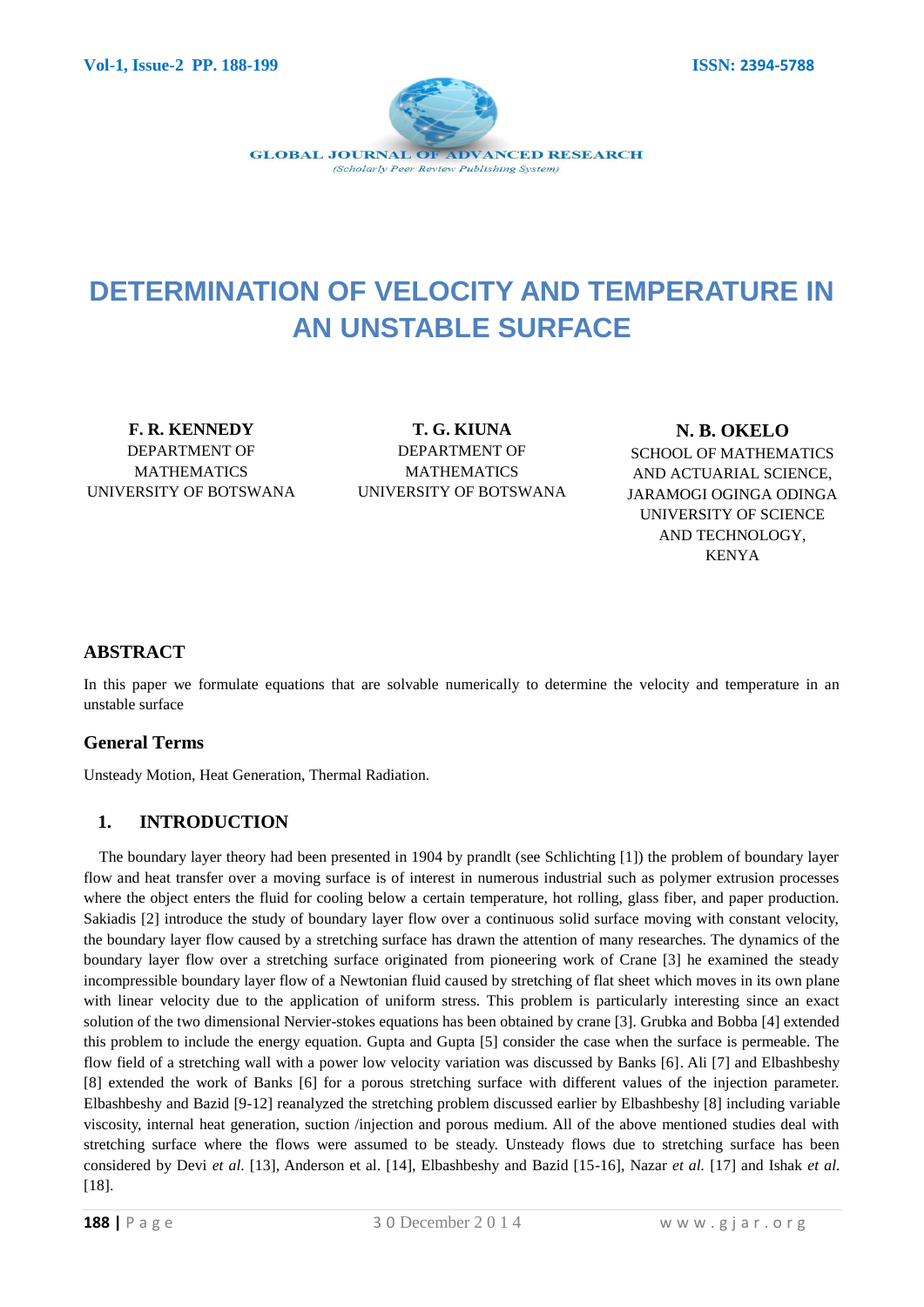# DETERMINATION OF VELOCITY AND TEMPERATURE IN AN UNSTABLE SURFACE

**F. R. KENNEDY**
DEPARTMENT OF MATHEMATICS
UNIVERSITY OF BOTSWANA

**T. G. KIUNA**
DEPARTMENT OF MATHEMATICS
UNIVERSITY OF BOTSWANA

**N. B. OKELO**
SCHOOL OF MATHEMATICS AND ACTUARIAL SCIENCE,
JARAMOGI OGINGA ODINGA UNIVERSITY OF SCIENCE AND TECHNOLOGY,
KENYA

## ABSTRACT

In this paper we formulate equations that are solvable numerically to determine the velocity and temperature in an unstable surface

### General Terms

Unsteady Motion, Heat Generation, Thermal Radiation.

## 1. INTRODUCTION

The boundary layer theory had been presented in 1904 by prandlt (see Schlichting [1]) the problem of boundary layer flow and heat transfer over a moving surface is of interest in numerous industrial such as polymer extrusion processes where the object enters the fluid for cooling below a certain temperature, hot rolling, glass fiber, and paper production. Sakiadis [2] introduce the study of boundary layer flow over a continuous solid surface moving with constant velocity, the boundary layer flow caused by a stretching surface has drawn the attention of many researches. The dynamics of the boundary layer flow over a stretching surface originated from pioneering work of Crane [3] he examined the steady incompressible boundary layer flow of a Newtonian fluid caused by stretching of flat sheet which moves in its own plane with linear velocity due to the application of uniform stress. This problem is particularly interesting since an exact solution of the two dimensional Nervier-stokes equations has been obtained by crane [3]. Grubka and Bobba [4] extended this problem to include the energy equation. Gupta and Gupta [5] consider the case when the surface is permeable. The flow field of a stretching wall with a power low velocity variation was discussed by Banks [6]. Ali [7] and Elbashbeshy [8] extended the work of Banks [6] for a porous stretching surface with different values of the injection parameter. Elbashbeshy and Bazid [9-12] reanalyzed the stretching problem discussed earlier by Elbashbeshy [8] including variable viscosity, internal heat generation, suction /injection and porous medium. All of the above mentioned studies deal with stretching surface where the flows were assumed to be steady. Unsteady flows due to stretching surface has been considered by Devi *et al.* [13], Anderson et al. [14], Elbashbeshy and Bazid [15-16], Nazar *et al.* [17] and Ishak *et al.* [18].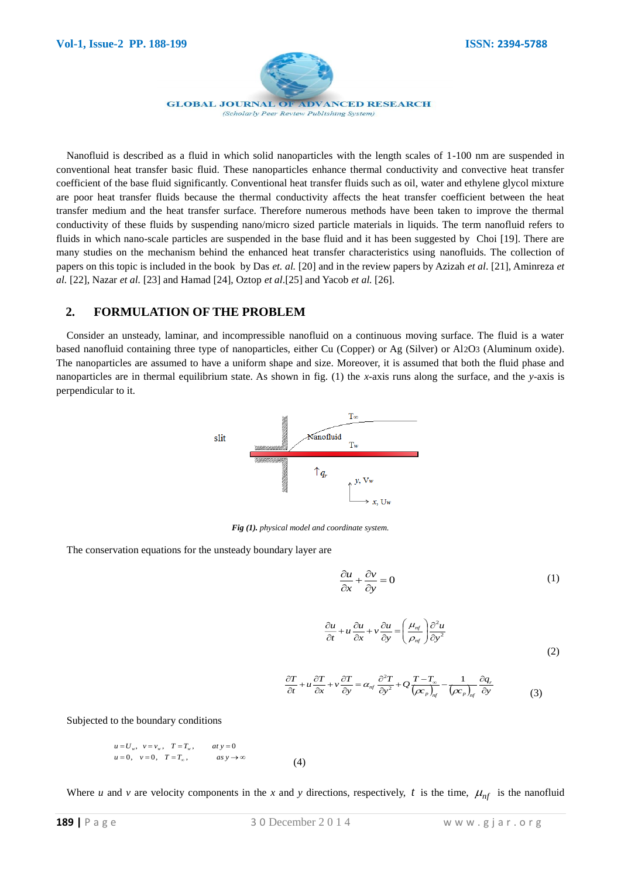Nanofluid is described as a fluid in which solid nanoparticles with the length scales of 1-100 nm are suspended in conventional heat transfer basic fluid. These nanoparticles enhance thermal conductivity and convective heat transfer coefficient of the base fluid significantly. Conventional heat transfer fluids such as oil, water and ethylene glycol mixture are poor heat transfer fluids because the thermal conductivity affects the heat transfer coefficient between the heat transfer medium and the heat transfer surface. Therefore numerous methods have been taken to improve the thermal conductivity of these fluids by suspending nano/micro sized particle materials in liquids. The term nanofluid refers to fluids in which nano-scale particles are suspended in the base fluid and it has been suggested by Choi [19]. There are many studies on the mechanism behind the enhanced heat transfer characteristics using nanofluids. The collection of papers on this topic is included in the book by Das *et. al.* [20] and in the review papers by Azizah *et al*. [21], Aminreza *et al.* [22], Nazar *et al.* [23] and Hamad [24], Oztop *et al*.[25] and Yacob *et al.* [26].

## 2. FORMULATION OF THE PROBLEM

Consider an unsteady, laminar, and incompressible nanofluid on a continuous moving surface. The fluid is a water based nanofluid containing three type of nanoparticles, either Cu (Copper) or Ag (Silver) or $Al_2O_3$ (Aluminum oxide). The nanoparticles are assumed to have a uniform shape and size. Moreover, it is assumed that both the fluid phase and nanoparticles are in thermal equilibrium state. As shown in fig. (1) the *x*-axis runs along the surface, and the *y*-axis is perpendicular to it.

*Fig (1). physical model and coordinate system.*

The conservation equations for the unsteady boundary layer are

$$\frac{\partial u}{\partial x}+\frac{\partial v}{\partial y}=0 \tag{1}$$

$$\frac{\partial u}{\partial t}+u\frac{\partial u}{\partial x}+v\frac{\partial u}{\partial y}=\left(\frac{\mu_{nf}}{\rho_{nf}}\right)\frac{\partial^2 u}{\partial y^2} \tag{2}$$

$$\frac{\partial T}{\partial t}+u\frac{\partial T}{\partial x}+v\frac{\partial T}{\partial y}=\alpha_{nf}\frac{\partial^2 T}{\partial y^2}+Q\frac{T-T_\infty}{(\rho c_p)_{nf}}-\frac{1}{(\rho c_p)_{nf}}\frac{\partial q_r}{\partial y} \tag{3}$$

Subjected to the boundary conditions

$$\begin{aligned} &u=U_w,\quad v=v_w,\quad T=T_w, && at\ y=0\\ &u=0,\quad v=0,\quad T=T_\infty, && as\ y\to\infty \end{aligned} \tag{4}$$

Where *u* and *v* are velocity components in the *x* and *y* directions, respectively, $t$ is the time, $\mu_{nf}$ is the nanofluid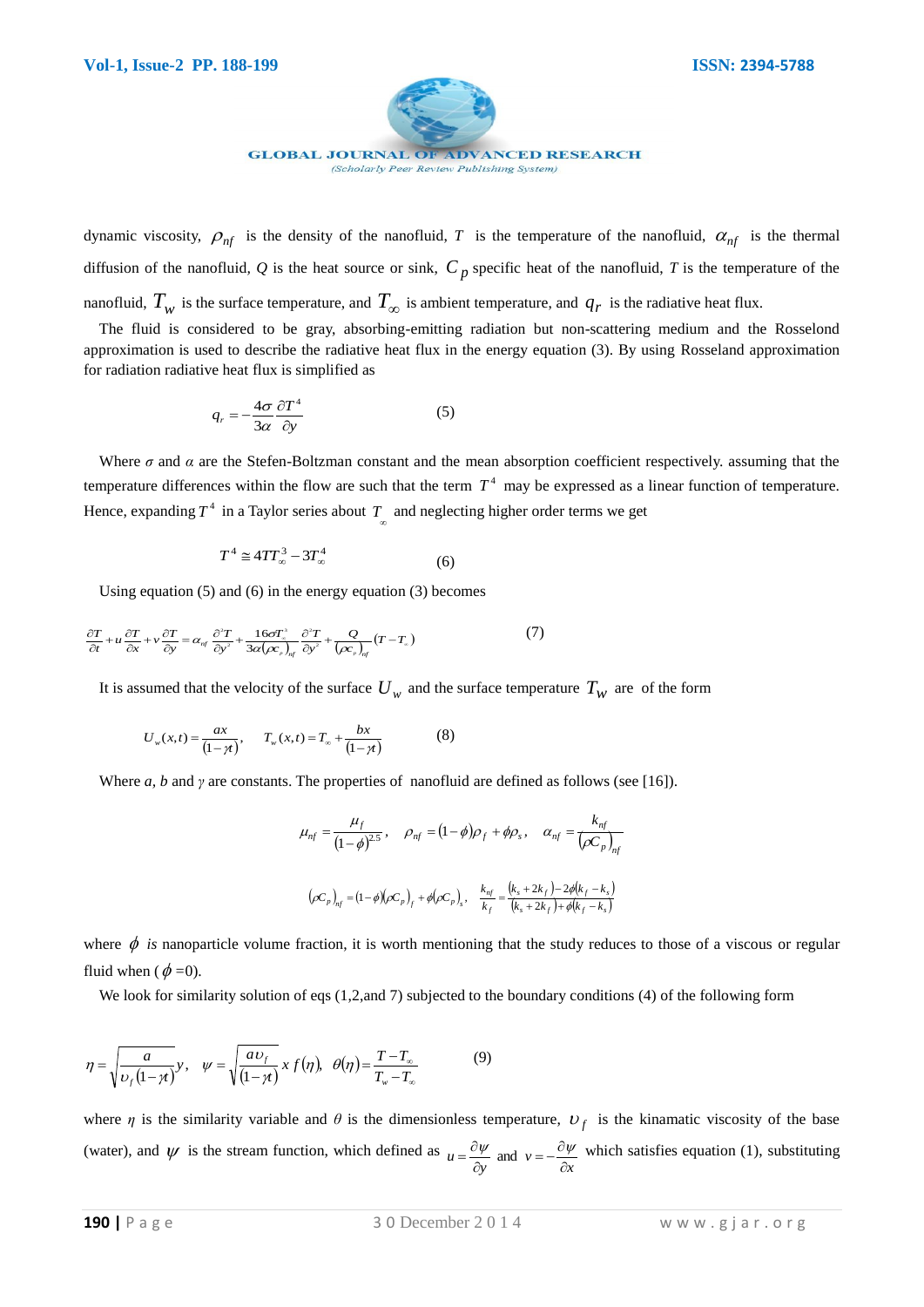dynamic viscosity, $\rho_{nf}$ is the density of the nanofluid, $T$ is the temperature of the nanofluid, $\alpha_{nf}$ is the thermal diffusion of the nanofluid, $Q$ is the heat source or sink, $C_p$ specific heat of the nanofluid, $T$ is the temperature of the nanofluid, $T_w$ is the surface temperature, and $T_\infty$ is ambient temperature, and $q_r$ is the radiative heat flux.

The fluid is considered to be gray, absorbing-emitting radiation but non-scattering medium and the Rosselond approximation is used to describe the radiative heat flux in the energy equation (3). By using Rosseland approximation for radiation radiative heat flux is simplified as

$$q_r = -\frac{4\sigma}{3\alpha}\frac{\partial T^4}{\partial y} \qquad (5)$$

Where $\sigma$ and $\alpha$ are the Stefen-Boltzman constant and the mean absorption coefficient respectively. assuming that the temperature differences within the flow are such that the term $T^4$ may be expressed as a linear function of temperature. Hence, expanding $T^4$ in a Taylor series about $T_\infty$ and neglecting higher order terms we get

$$T^4 \cong 4TT_\infty^3 - 3T_\infty^4 \qquad (6)$$

Using equation (5) and (6) in the energy equation (3) becomes

$$\frac{\partial T}{\partial t} + u\frac{\partial T}{\partial x} + v\frac{\partial T}{\partial y} = \alpha_{nf}\frac{\partial^2 T}{\partial y^2} + \frac{16\sigma T_\infty^3}{3\alpha(\rho c_p)_{nf}}\frac{\partial^2 T}{\partial y^2} + \frac{Q}{(\rho c_p)_{nf}}(T - T_\infty) \qquad (7)$$

It is assumed that the velocity of the surface $U_w$ and the surface temperature $T_w$ are of the form

$$U_w(x,t) = \frac{ax}{(1-\gamma t)}, \qquad T_w(x,t) = T_\infty + \frac{bx}{(1-\gamma t)} \qquad (8)$$

Where $a$, $b$ and $\gamma$ are constants. The properties of nanofluid are defined as follows (see [16]).

$$\mu_{nf} = \frac{\mu_f}{(1-\phi)^{2.5}}, \quad \rho_{nf} = (1-\phi)\rho_f + \phi\rho_s, \quad \alpha_{nf} = \frac{k_{nf}}{(\rho C_p)_{nf}}$$

$$(\rho C_p)_{nf} = (1-\phi)(\rho C_p)_f + \phi(\rho C_p)_s, \quad \frac{k_{nf}}{k_f} = \frac{(k_s + 2k_f) - 2\phi(k_f - k_s)}{(k_s + 2k_f) + \phi(k_f - k_s)}$$

where $\phi$ *is* nanoparticle volume fraction, it is worth mentioning that the study reduces to those of a viscous or regular fluid when ($\phi$ =0).

We look for similarity solution of eqs (1,2,and 7) subjected to the boundary conditions (4) of the following form

$$\eta = \sqrt{\frac{a}{\upsilon_f(1-\gamma t)}}\,y, \quad \psi = \sqrt{\frac{a\upsilon_f}{(1-\gamma t)}}\,x\,f(\eta), \quad \theta(\eta) = \frac{T - T_\infty}{T_w - T_\infty} \qquad (9)$$

where $\eta$ is the similarity variable and $\theta$ is the dimensionless temperature, $\upsilon_f$ is the kinamatic viscosity of the base (water), and $\psi$ is the stream function, which defined as $u = \frac{\partial\psi}{\partial y}$ and $v = -\frac{\partial\psi}{\partial x}$ which satisfies equation (1), substituting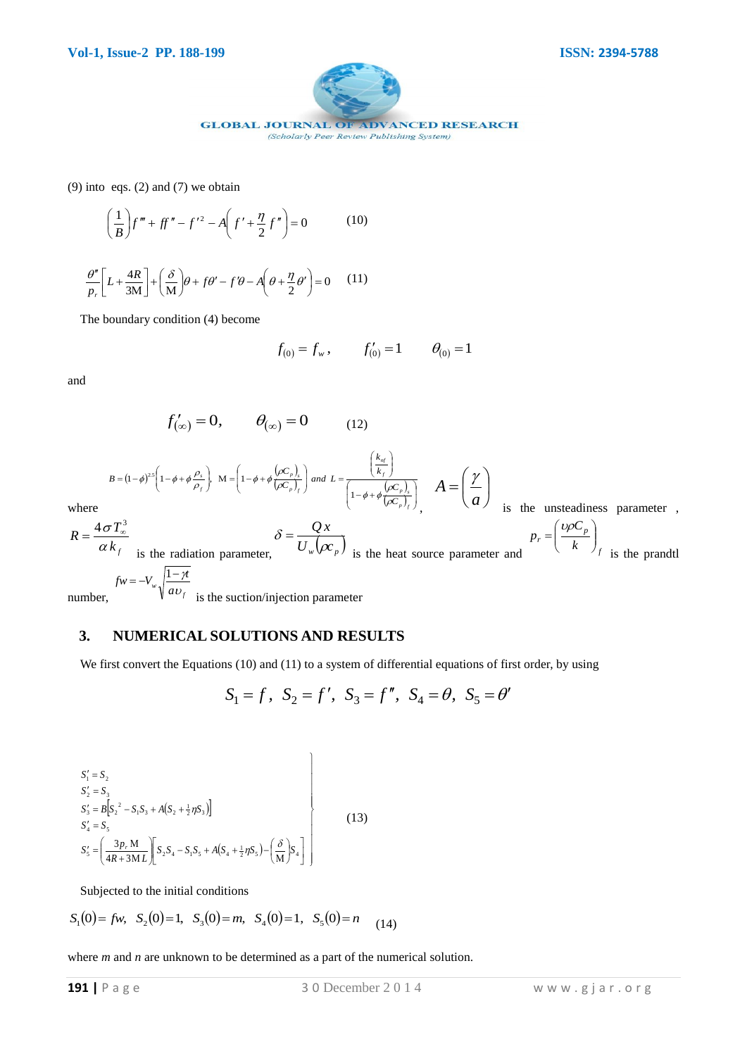(9) into eqs. (2) and (7) we obtain

$$\left(\frac{1}{B}\right)f''' + ff'' - f'^2 - A\left(f' + \frac{\eta}{2}f''\right) = 0 \qquad (10)$$

$$\frac{\theta''}{p_r}\left[L + \frac{4R}{3\text{M}}\right] + \left(\frac{\delta}{\text{M}}\right)\theta + f\theta' - f'\theta - A\left(\theta + \frac{\eta}{2}\theta'\right) = 0 \qquad (11)$$

The boundary condition (4) become

$$f_{(0)} = f_w, \qquad f'_{(0)} = 1 \qquad \theta_{(0)} = 1$$

and

$$f'_{(\infty)} = 0, \qquad \theta_{(\infty)} = 0 \qquad (12)$$

where $B = (1-\phi)^{2.5}\left(1-\phi+\phi\frac{\rho_s}{\rho_f}\right)$, $\text{M} = \left(1-\phi+\phi\frac{(\rho C_p)_s}{(\rho C_p)_f}\right)$ and $L = \frac{\left(\frac{k_{nf}}{k_f}\right)}{\left(1-\phi+\phi\frac{(\rho C_p)_s}{(\rho C_p)_f}\right)}$, $A = \left(\frac{\gamma}{a}\right)$ is the unsteadiness parameter, $R = \frac{4\sigma T_\infty^3}{\alpha k_f}$ is the radiation parameter, $\delta = \frac{Qx}{U_w(\rho c_p)}$ is the heat source parameter and $p_r = \left(\frac{\upsilon\rho C_p}{k}\right)_f$ is the prandtl number, $fw = -V_w\sqrt{\frac{1-\gamma t}{a\upsilon_f}}$ is the suction/injection parameter

## 3. NUMERICAL SOLUTIONS AND RESULTS

We first convert the Equations (10) and (11) to a system of differential equations of first order, by using

$$S_1 = f,\; S_2 = f',\; S_3 = f'',\; S_4 = \theta,\; S_5 = \theta'$$

$$\left.\begin{aligned}
S_1' &= S_2\\
S_2' &= S_3\\
S_3' &= B\left[S_2^{\,2} - S_1S_3 + A\left(S_2 + \tfrac{1}{2}\eta S_3\right)\right]\\
S_4' &= S_5\\
S_5' &= \left(\frac{3p_r\text{M}}{4R + 3\text{M}L}\right)\left[S_2S_4 - S_1S_5 + A\left(S_4 + \tfrac{1}{2}\eta S_5\right) - \left(\frac{\delta}{\text{M}}\right)S_4\right]
\end{aligned}\right\} \qquad (13)$$

Subjected to the initial conditions

$$S_1(0) = fw,\; S_2(0) = 1,\; S_3(0) = m,\; S_4(0) = 1,\; S_5(0) = n \qquad (14)$$

where *m* and *n* are unknown to be determined as a part of the numerical solution.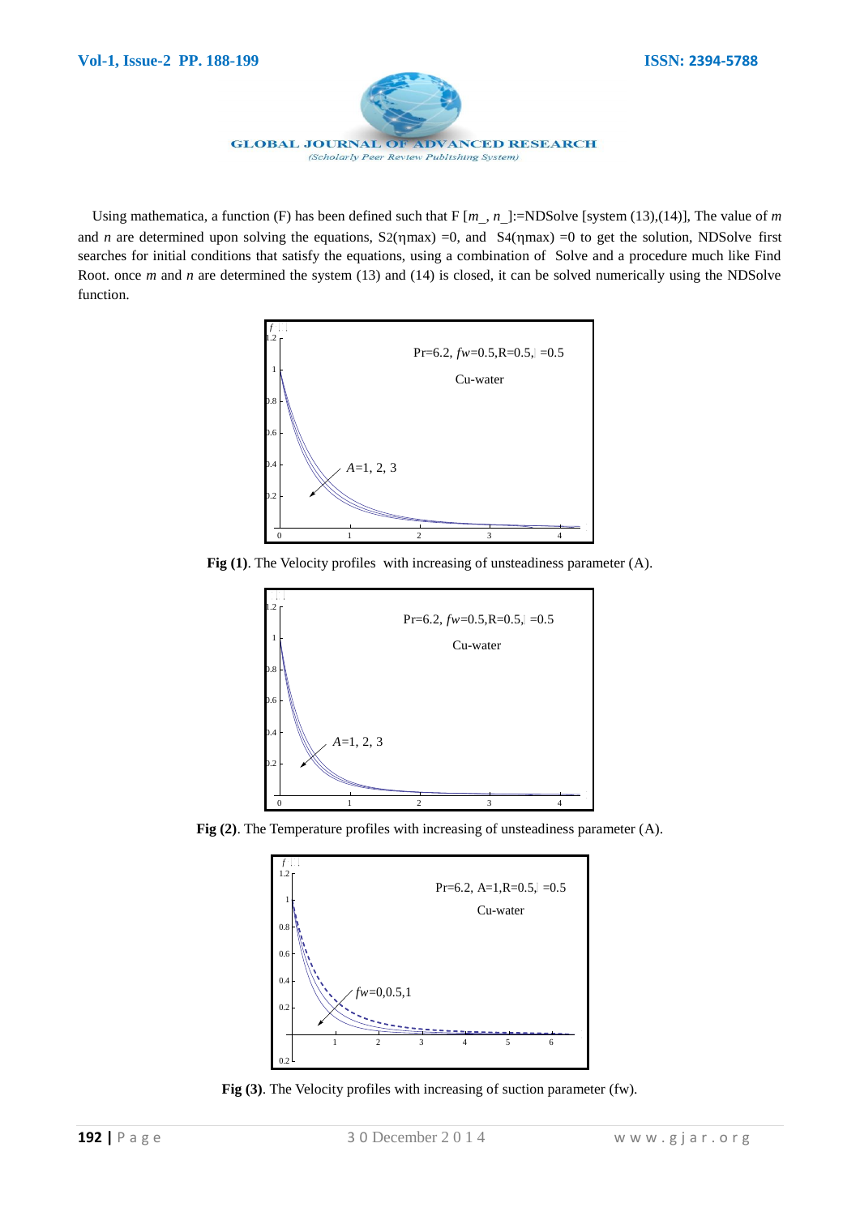Using mathematica, a function (F) has been defined such that F [*m*_, *n*_]:=NDSolve [system (13),(14)], The value of *m* and *n* are determined upon solving the equations, S2(ηmax) =0, and S4(ηmax) =0 to get the solution, NDSolve first searches for initial conditions that satisfy the equations, using a combination of Solve and a procedure much like Find Root. once *m* and *n* are determined the system (13) and (14) is closed, it can be solved numerically using the NDSolve function.

**Fig (1)**. The Velocity profiles with increasing of unsteadiness parameter (A).

**Fig (2)**. The Temperature profiles with increasing of unsteadiness parameter (A).

**Fig (3)**. The Velocity profiles with increasing of suction parameter (fw).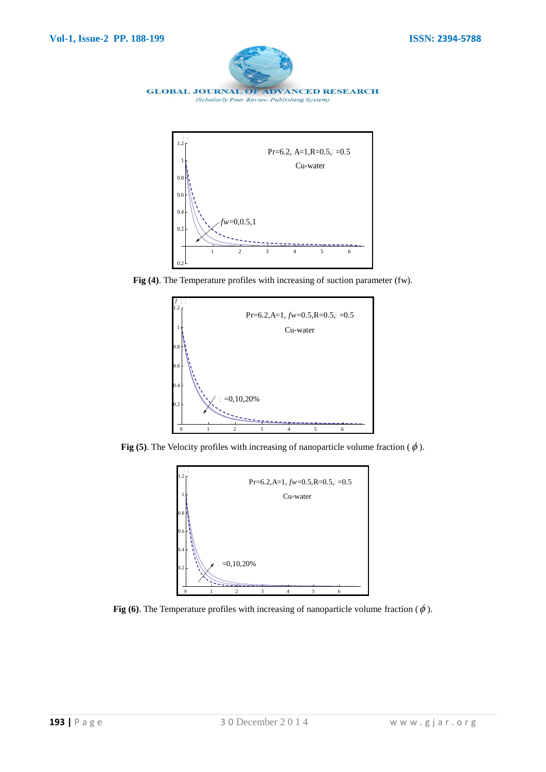Pr=6.2, A=1,R=0.5, =0.5

Cu-water

*fw*=0,0.5,1

**Fig (4)**. The Temperature profiles with increasing of suction parameter (fw).

Pr=6.2,A=1, *fw*=0.5,R=0.5, =0.5

Cu-water

=0,10,20%

**Fig (5)**. The Velocity profiles with increasing of nanoparticle volume fraction ( $\phi$ ).

Pr=6.2,A=1, *fw*=0.5,R=0.5, =0.5

Cu-water

=0,10,20%

**Fig (6)**. The Temperature profiles with increasing of nanoparticle volume fraction ( $\phi$ ).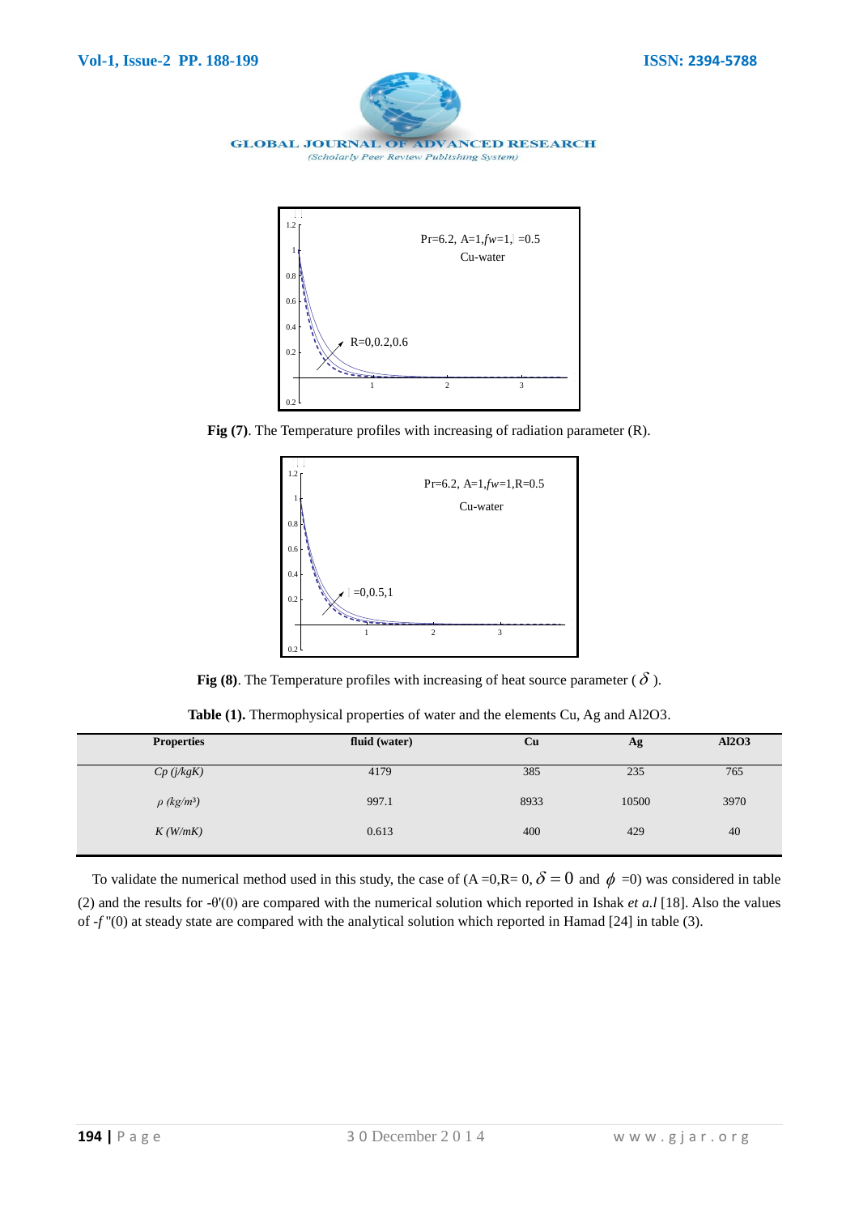Fig (7). The Temperature profiles with increasing of radiation parameter (R).

Fig (8). The Temperature profiles with increasing of heat source parameter ( $\delta$ ).

**Table (1).** Thermophysical properties of water and the elements Cu, Ag and Al2O3.

| Properties | fluid (water) | Cu | Ag | Al2O3 |
|---|---|---|---|---|
| $C_p$ (j/kgK) | 4179 | 385 | 235 | 765 |
| $\rho$ (kg/m³) | 997.1 | 8933 | 10500 | 3970 |
| $K$ (W/mK) | 0.613 | 400 | 429 | 40 |

To validate the numerical method used in this study, the case of (A =0,R= 0, $\delta = 0$ and $\phi$ =0) was considered in table (2) and the results for $-\theta'(0)$ are compared with the numerical solution which reported in Ishak *et a.l* [18]. Also the values of $-f''(0)$ at steady state are compared with the analytical solution which reported in Hamad [24] in table (3).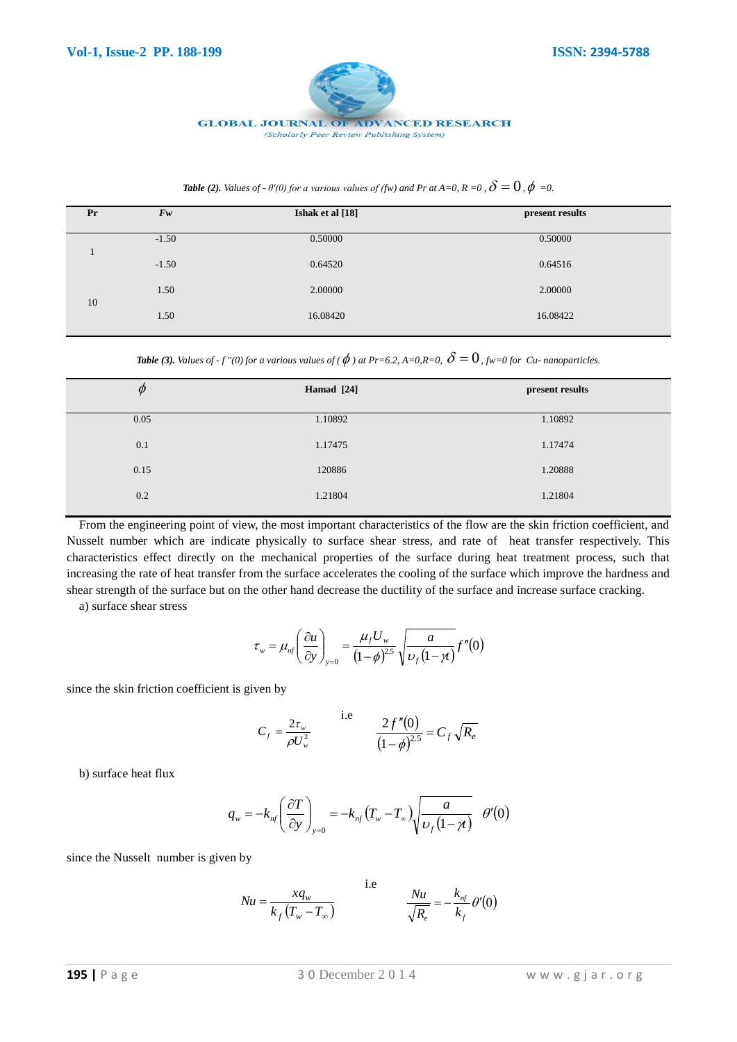***Table (2).*** *Values of* $-\theta'(0)$ *for a various values of (fw) and Pr at A=0, R =0 ,* $\delta = 0$ *,* $\phi$ *=0.*

| Pr | *Fw* | Ishak et al [18] | present results |
|---|---|---|---|
| 1 | -1.50 | 0.50000 | 0.50000 |
| | -1.50 | 0.64520 | 0.64516 |
| 10 | 1.50 | 2.00000 | 2.00000 |
| | 1.50 | 16.08420 | 16.08422 |

***Table (3).*** *Values of* $-f''(0)$ *for a various values of (* $\phi$ *) at Pr=6.2, A=0,R=0,* $\delta = 0$ *, fw=0 for Cu- nanoparticles.*

| $\phi$ | Hamad [24] | present results |
|---|---|---|
| 0.05 | 1.10892 | 1.10892 |
| 0.1 | 1.17475 | 1.17474 |
| 0.15 | 120886 | 1.20888 |
| 0.2 | 1.21804 | 1.21804 |

From the engineering point of view, the most important characteristics of the flow are the skin friction coefficient, and Nusselt number which are indicate physically to surface shear stress, and rate of heat transfer respectively. This characteristics effect directly on the mechanical properties of the surface during heat treatment process, such that increasing the rate of heat transfer from the surface accelerates the cooling of the surface which improve the hardness and shear strength of the surface but on the other hand decrease the ductility of the surface and increase surface cracking.

a) surface shear stress

$$\tau_w = \mu_{nf}\left(\frac{\partial u}{\partial y}\right)_{y=0} = \frac{\mu_f U_w}{(1-\phi)^{2.5}}\sqrt{\frac{a}{\upsilon_f(1-\gamma t)}}\, f''(0)$$

since the skin friction coefficient is given by

$$C_f = \frac{2\tau_w}{\rho U_w^2} \qquad \text{i.e} \qquad \frac{2f''(0)}{(1-\phi)^{2.5}} = C_f\sqrt{R_e}$$

b) surface heat flux

$$q_w = -k_{nf}\left(\frac{\partial T}{\partial y}\right)_{y=0} = -k_{nf}(T_w - T_\infty)\sqrt{\frac{a}{\upsilon_f(1-\gamma t)}}\;\theta'(0)$$

since the Nusselt number is given by

$$Nu = \frac{xq_w}{k_f(T_w - T_\infty)} \qquad \text{i.e} \qquad \frac{Nu}{\sqrt{R_e}} = -\frac{k_{nf}}{k_f}\theta'(0)$$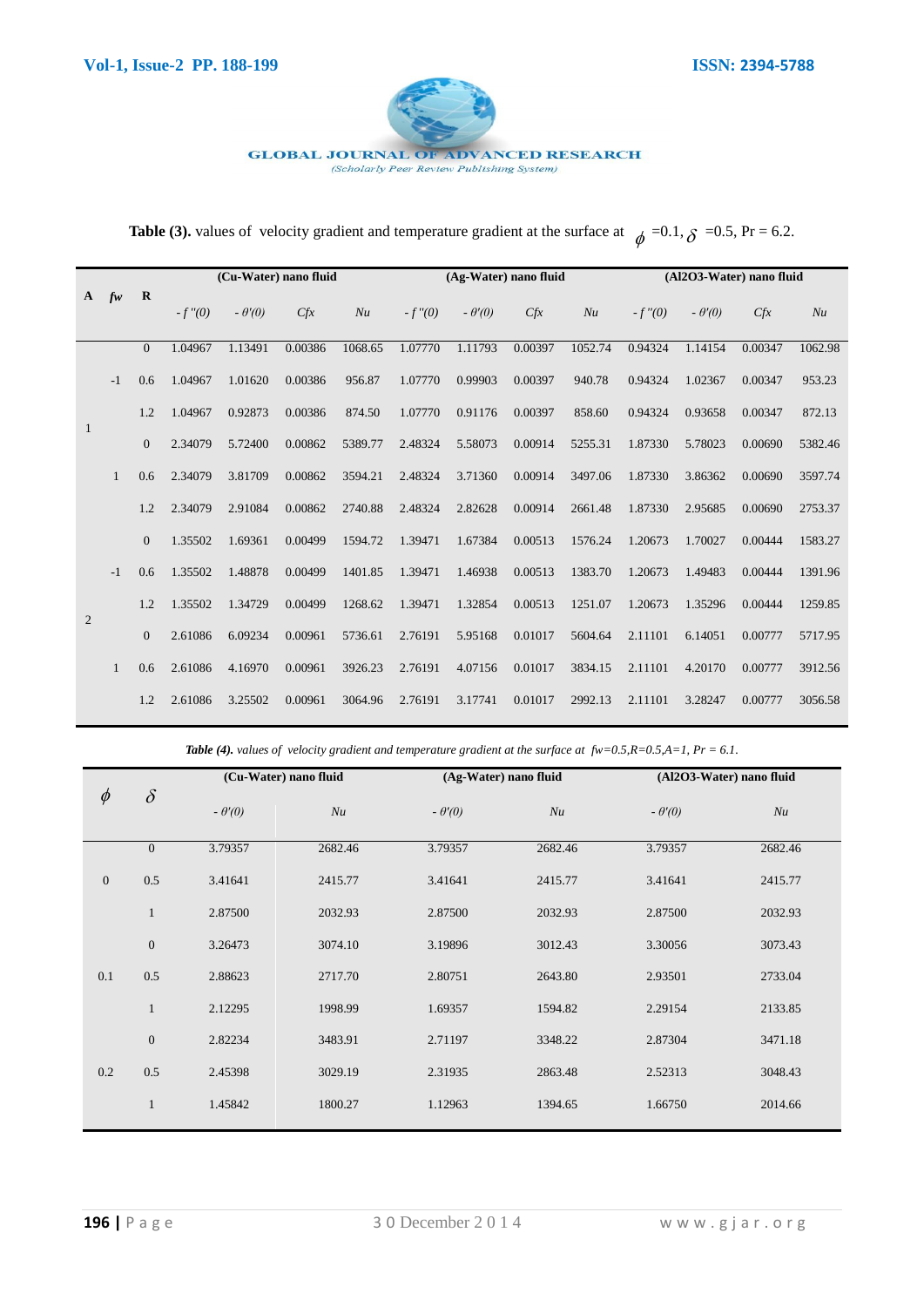**Table (3).** values of velocity gradient and temperature gradient at the surface at $\phi$ =0.1, $\delta$ =0.5, Pr = 6.2.

| A | fw | R | (Cu-Water) nano fluid | | | | (Ag-Water) nano fluid | | | | (Al2O3-Water) nano fluid | | | |
|---|---|---|---|---|---|---|---|---|---|---|---|---|---|---|
| | | | $-f''(0)$ | $-\theta'(0)$ | $Cfx$ | $Nu$ | $-f''(0)$ | $-\theta'(0)$ | $Cfx$ | $Nu$ | $-f''(0)$ | $-\theta'(0)$ | $Cfx$ | $Nu$ |
| 1 | -1 | 0 | 1.04967 | 1.13491 | 0.00386 | 1068.65 | 1.07770 | 1.11793 | 0.00397 | 1052.74 | 0.94324 | 1.14154 | 0.00347 | 1062.98 |
| | | 0.6 | 1.04967 | 1.01620 | 0.00386 | 956.87 | 1.07770 | 0.99903 | 0.00397 | 940.78 | 0.94324 | 1.02367 | 0.00347 | 953.23 |
| | | 1.2 | 1.04967 | 0.92873 | 0.00386 | 874.50 | 1.07770 | 0.91176 | 0.00397 | 858.60 | 0.94324 | 0.93658 | 0.00347 | 872.13 |
| | 1 | 0 | 2.34079 | 5.72400 | 0.00862 | 5389.77 | 2.48324 | 5.58073 | 0.00914 | 5255.31 | 1.87330 | 5.78023 | 0.00690 | 5382.46 |
| | | 0.6 | 2.34079 | 3.81709 | 0.00862 | 3594.21 | 2.48324 | 3.71360 | 0.00914 | 3497.06 | 1.87330 | 3.86362 | 0.00690 | 3597.74 |
| | | 1.2 | 2.34079 | 2.91084 | 0.00862 | 2740.88 | 2.48324 | 2.82628 | 0.00914 | 2661.48 | 1.87330 | 2.95685 | 0.00690 | 2753.37 |
| 2 | -1 | 0 | 1.35502 | 1.69361 | 0.00499 | 1594.72 | 1.39471 | 1.67384 | 0.00513 | 1576.24 | 1.20673 | 1.70027 | 0.00444 | 1583.27 |
| | | 0.6 | 1.35502 | 1.48878 | 0.00499 | 1401.85 | 1.39471 | 1.46938 | 0.00513 | 1383.70 | 1.20673 | 1.49483 | 0.00444 | 1391.96 |
| | | 1.2 | 1.35502 | 1.34729 | 0.00499 | 1268.62 | 1.39471 | 1.32854 | 0.00513 | 1251.07 | 1.20673 | 1.35296 | 0.00444 | 1259.85 |
| | 1 | 0 | 2.61086 | 6.09234 | 0.00961 | 5736.61 | 2.76191 | 5.95168 | 0.01017 | 5604.64 | 2.11101 | 6.14051 | 0.00777 | 5717.95 |
| | | 0.6 | 2.61086 | 4.16970 | 0.00961 | 3926.23 | 2.76191 | 4.07156 | 0.01017 | 3834.15 | 2.11101 | 4.20170 | 0.00777 | 3912.56 |
| | | 1.2 | 2.61086 | 3.25502 | 0.00961 | 3064.96 | 2.76191 | 3.17741 | 0.01017 | 2992.13 | 2.11101 | 3.28247 | 0.00777 | 3056.58 |

***Table (4).*** *values of velocity gradient and temperature gradient at the surface at fw=0.5,R=0.5,A=1, Pr = 6.1.*

| $\phi$ | $\delta$ | (Cu-Water) nano fluid | | (Ag-Water) nano fluid | | (Al2O3-Water) nano fluid | |
|---|---|---|---|---|---|---|---|
| | | $-\theta'(0)$ | $Nu$ | $-\theta'(0)$ | $Nu$ | $-\theta'(0)$ | $Nu$ |
| 0 | 0 | 3.79357 | 2682.46 | 3.79357 | 2682.46 | 3.79357 | 2682.46 |
| | 0.5 | 3.41641 | 2415.77 | 3.41641 | 2415.77 | 3.41641 | 2415.77 |
| | 1 | 2.87500 | 2032.93 | 2.87500 | 2032.93 | 2.87500 | 2032.93 |
| 0.1 | 0 | 3.26473 | 3074.10 | 3.19896 | 3012.43 | 3.30056 | 3073.43 |
| | 0.5 | 2.88623 | 2717.70 | 2.80751 | 2643.80 | 2.93501 | 2733.04 |
| | 1 | 2.12295 | 1998.99 | 1.69357 | 1594.82 | 2.29154 | 2133.85 |
| 0.2 | 0 | 2.82234 | 3483.91 | 2.71197 | 3348.22 | 2.87304 | 3471.18 |
| | 0.5 | 2.45398 | 3029.19 | 2.31935 | 2863.48 | 2.52313 | 3048.43 |
| | 1 | 1.45842 | 1800.27 | 1.12963 | 1394.65 | 1.66750 | 2014.66 |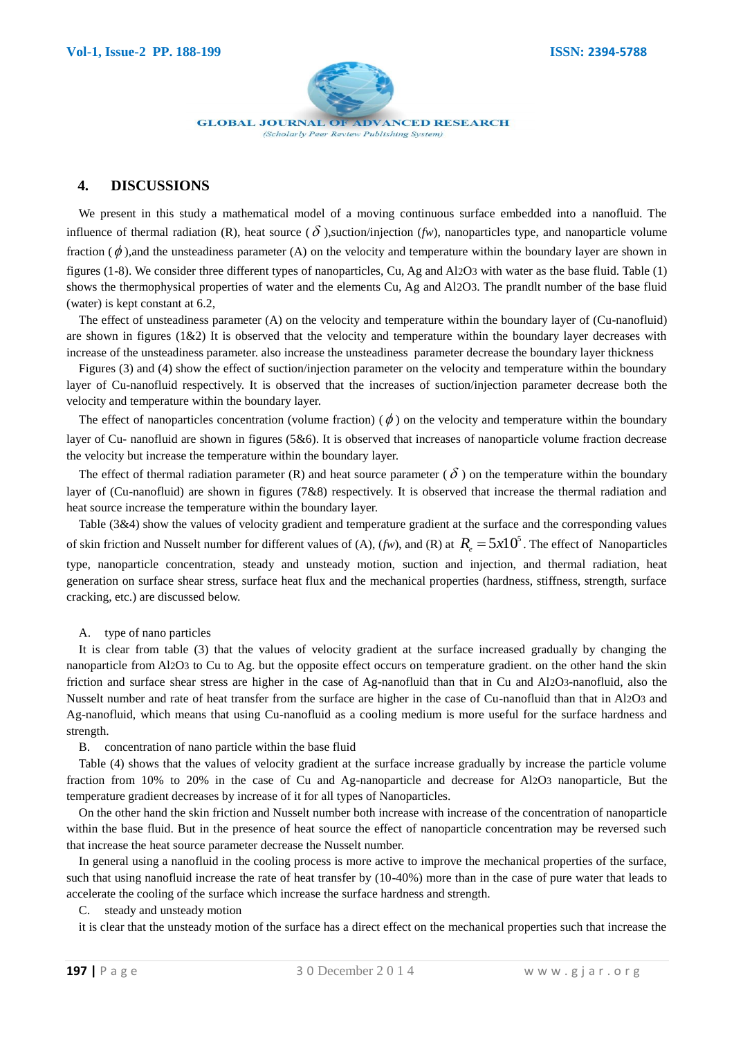## 4. DISCUSSIONS

We present in this study a mathematical model of a moving continuous surface embedded into a nanofluid. The influence of thermal radiation (R), heat source ( $\delta$ ),suction/injection (*fw*), nanoparticles type, and nanoparticle volume fraction ( $\phi$ ),and the unsteadiness parameter (A) on the velocity and temperature within the boundary layer are shown in figures (1-8). We consider three different types of nanoparticles, Cu, Ag and $Al_2O_3$ with water as the base fluid. Table (1) shows the thermophysical properties of water and the elements Cu, Ag and $Al_2O_3$. The prandlt number of the base fluid (water) is kept constant at 6.2,

The effect of unsteadiness parameter (A) on the velocity and temperature within the boundary layer of (Cu-nanofluid) are shown in figures (1&2) It is observed that the velocity and temperature within the boundary layer decreases with increase of the unsteadiness parameter. also increase the unsteadiness parameter decrease the boundary layer thickness

Figures (3) and (4) show the effect of suction/injection parameter on the velocity and temperature within the boundary layer of Cu-nanofluid respectively. It is observed that the increases of suction/injection parameter decrease both the velocity and temperature within the boundary layer.

The effect of nanoparticles concentration (volume fraction) ( $\phi$ ) on the velocity and temperature within the boundary layer of Cu- nanofluid are shown in figures (5&6). It is observed that increases of nanoparticle volume fraction decrease the velocity but increase the temperature within the boundary layer.

The effect of thermal radiation parameter (R) and heat source parameter ( $\delta$ ) on the temperature within the boundary layer of (Cu-nanofluid) are shown in figures (7&8) respectively. It is observed that increase the thermal radiation and heat source increase the temperature within the boundary layer.

Table (3&4) show the values of velocity gradient and temperature gradient at the surface and the corresponding values of skin friction and Nusselt number for different values of (A), (*fw*), and (R) at $R_e = 5x10^5$. The effect of Nanoparticles type, nanoparticle concentration, steady and unsteady motion, suction and injection, and thermal radiation, heat generation on surface shear stress, surface heat flux and the mechanical properties (hardness, stiffness, strength, surface cracking, etc.) are discussed below.

A. type of nano particles

It is clear from table (3) that the values of velocity gradient at the surface increased gradually by changing the nanoparticle from $Al_2O_3$ to Cu to Ag. but the opposite effect occurs on temperature gradient. on the other hand the skin friction and surface shear stress are higher in the case of Ag-nanofluid than that in Cu and $Al_2O_3$-nanofluid, also the Nusselt number and rate of heat transfer from the surface are higher in the case of Cu-nanofluid than that in $Al_2O_3$ and Ag-nanofluid, which means that using Cu-nanofluid as a cooling medium is more useful for the surface hardness and strength.

B. concentration of nano particle within the base fluid

Table (4) shows that the values of velocity gradient at the surface increase gradually by increase the particle volume fraction from 10% to 20% in the case of Cu and Ag-nanoparticle and decrease for $Al_2O_3$ nanoparticle, But the temperature gradient decreases by increase of it for all types of Nanoparticles.

On the other hand the skin friction and Nusselt number both increase with increase of the concentration of nanoparticle within the base fluid. But in the presence of heat source the effect of nanoparticle concentration may be reversed such that increase the heat source parameter decrease the Nusselt number.

In general using a nanofluid in the cooling process is more active to improve the mechanical properties of the surface, such that using nanofluid increase the rate of heat transfer by (10-40%) more than in the case of pure water that leads to accelerate the cooling of the surface which increase the surface hardness and strength.

C. steady and unsteady motion

it is clear that the unsteady motion of the surface has a direct effect on the mechanical properties such that increase the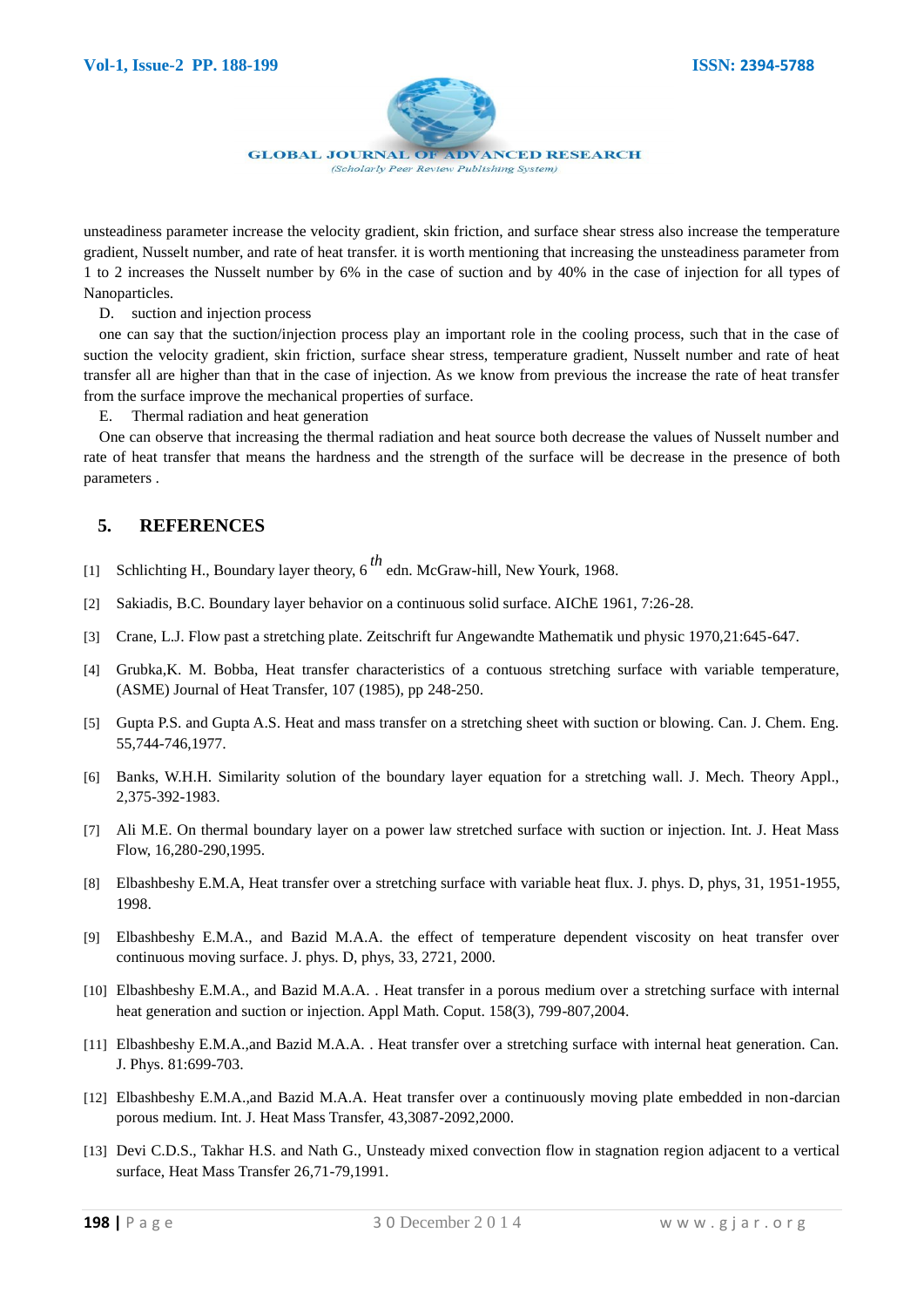unsteadiness parameter increase the velocity gradient, skin friction, and surface shear stress also increase the temperature gradient, Nusselt number, and rate of heat transfer. it is worth mentioning that increasing the unsteadiness parameter from 1 to 2 increases the Nusselt number by 6% in the case of suction and by 40% in the case of injection for all types of Nanoparticles.

D. suction and injection process

one can say that the suction/injection process play an important role in the cooling process, such that in the case of suction the velocity gradient, skin friction, surface shear stress, temperature gradient, Nusselt number and rate of heat transfer all are higher than that in the case of injection. As we know from previous the increase the rate of heat transfer from the surface improve the mechanical properties of surface.

E. Thermal radiation and heat generation

One can observe that increasing the thermal radiation and heat source both decrease the values of Nusselt number and rate of heat transfer that means the hardness and the strength of the surface will be decrease in the presence of both parameters .

## 5. REFERENCES

[1] Schlichting H., Boundary layer theory, 6 $^{th}$ edn. McGraw-hill, New Yourk, 1968.

[2] Sakiadis, B.C. Boundary layer behavior on a continuous solid surface. AIChE 1961, 7:26-28.

[3] Crane, L.J. Flow past a stretching plate. Zeitschrift fur Angewandte Mathematik und physic 1970,21:645-647.

[4] Grubka,K. M. Bobba, Heat transfer characteristics of a contuous stretching surface with variable temperature, (ASME) Journal of Heat Transfer, 107 (1985), pp 248-250.

[5] Gupta P.S. and Gupta A.S. Heat and mass transfer on a stretching sheet with suction or blowing. Can. J. Chem. Eng. 55,744-746,1977.

[6] Banks, W.H.H. Similarity solution of the boundary layer equation for a stretching wall. J. Mech. Theory Appl., 2,375-392-1983.

[7] Ali M.E. On thermal boundary layer on a power law stretched surface with suction or injection. Int. J. Heat Mass Flow, 16,280-290,1995.

[8] Elbashbeshy E.M.A, Heat transfer over a stretching surface with variable heat flux. J. phys. D, phys, 31, 1951-1955, 1998.

[9] Elbashbeshy E.M.A., and Bazid M.A.A. the effect of temperature dependent viscosity on heat transfer over continuous moving surface. J. phys. D, phys, 33, 2721, 2000.

[10] Elbashbeshy E.M.A., and Bazid M.A.A. . Heat transfer in a porous medium over a stretching surface with internal heat generation and suction or injection. Appl Math. Coput. 158(3), 799-807,2004.

[11] Elbashbeshy E.M.A.,and Bazid M.A.A. . Heat transfer over a stretching surface with internal heat generation. Can. J. Phys. 81:699-703.

[12] Elbashbeshy E.M.A.,and Bazid M.A.A. Heat transfer over a continuously moving plate embedded in non-darcian porous medium. Int. J. Heat Mass Transfer, 43,3087-2092,2000.

[13] Devi C.D.S., Takhar H.S. and Nath G., Unsteady mixed convection flow in stagnation region adjacent to a vertical surface, Heat Mass Transfer 26,71-79,1991.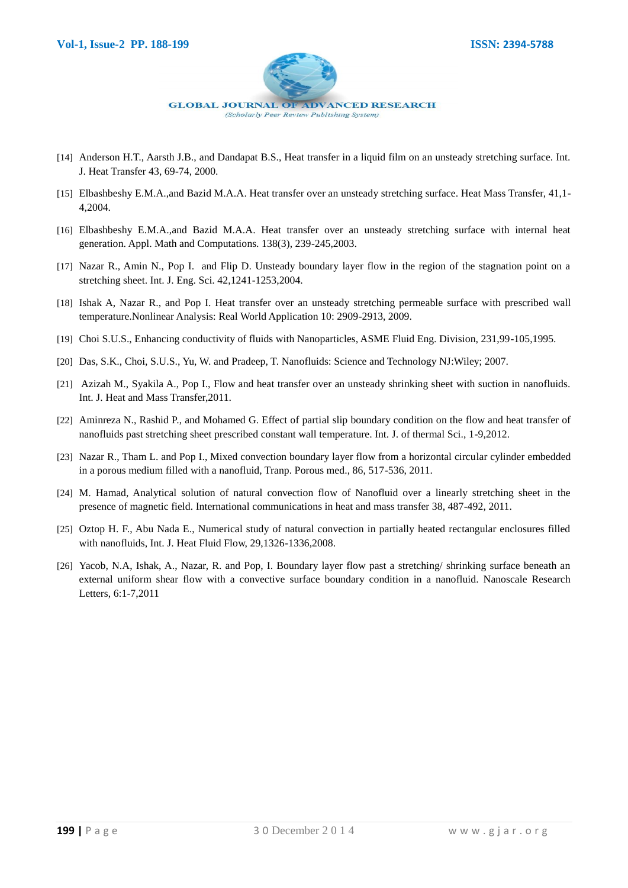[14] Anderson H.T., Aarsth J.B., and Dandapat B.S., Heat transfer in a liquid film on an unsteady stretching surface. Int. J. Heat Transfer 43, 69-74, 2000.

[15] Elbashbeshy E.M.A.,and Bazid M.A.A. Heat transfer over an unsteady stretching surface. Heat Mass Transfer, 41,1-4,2004.

[16] Elbashbeshy E.M.A.,and Bazid M.A.A. Heat transfer over an unsteady stretching surface with internal heat generation. Appl. Math and Computations. 138(3), 239-245,2003.

[17] Nazar R., Amin N., Pop I. and Flip D. Unsteady boundary layer flow in the region of the stagnation point on a stretching sheet. Int. J. Eng. Sci. 42,1241-1253,2004.

[18] Ishak A, Nazar R., and Pop I. Heat transfer over an unsteady stretching permeable surface with prescribed wall temperature.Nonlinear Analysis: Real World Application 10: 2909-2913, 2009.

[19] Choi S.U.S., Enhancing conductivity of fluids with Nanoparticles, ASME Fluid Eng. Division, 231,99-105,1995.

[20] Das, S.K., Choi, S.U.S., Yu, W. and Pradeep, T. Nanofluids: Science and Technology NJ:Wiley; 2007.

[21] Azizah M., Syakila A., Pop I., Flow and heat transfer over an unsteady shrinking sheet with suction in nanofluids. Int. J. Heat and Mass Transfer,2011.

[22] Aminreza N., Rashid P., and Mohamed G. Effect of partial slip boundary condition on the flow and heat transfer of nanofluids past stretching sheet prescribed constant wall temperature. Int. J. of thermal Sci., 1-9,2012.

[23] Nazar R., Tham L. and Pop I., Mixed convection boundary layer flow from a horizontal circular cylinder embedded in a porous medium filled with a nanofluid, Tranp. Porous med., 86, 517-536, 2011.

[24] M. Hamad, Analytical solution of natural convection flow of Nanofluid over a linearly stretching sheet in the presence of magnetic field. International communications in heat and mass transfer 38, 487-492, 2011.

[25] Oztop H. F., Abu Nada E., Numerical study of natural convection in partially heated rectangular enclosures filled with nanofluids, Int. J. Heat Fluid Flow, 29,1326-1336,2008.

[26] Yacob, N.A, Ishak, A., Nazar, R. and Pop, I. Boundary layer flow past a stretching/ shrinking surface beneath an external uniform shear flow with a convective surface boundary condition in a nanofluid. Nanoscale Research Letters, 6:1-7,2011